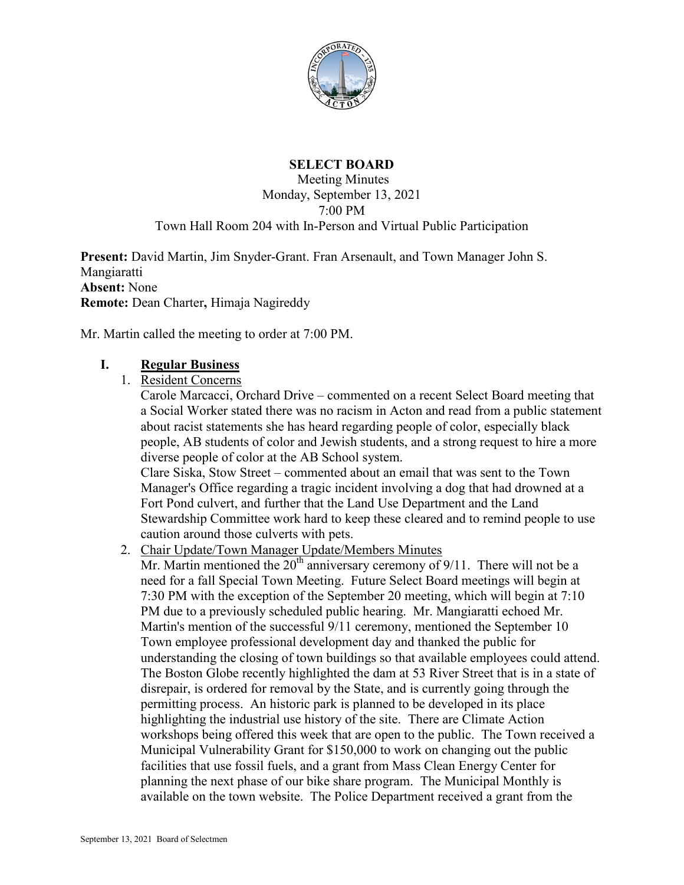# SELECT BOARD

Meeting Minutes
Monday, September 13, 2021
7:00 PM
Town Hall Room 204 with In-Person and Virtual Public Participation

**Present:** David Martin, Jim Snyder-Grant. Fran Arsenault, and Town Manager John S. Mangiaratti
**Absent:** None
**Remote:** Dean Charter**,** Himaja Nagireddy

Mr. Martin called the meeting to order at 7:00 PM.

## I. Regular Business

1. Resident Concerns

   Carole Marcacci, Orchard Drive – commented on a recent Select Board meeting that a Social Worker stated there was no racism in Acton and read from a public statement about racist statements she has heard regarding people of color, especially black people, AB students of color and Jewish students, and a strong request to hire a more diverse people of color at the AB School system.

   Clare Siska, Stow Street – commented about an email that was sent to the Town Manager's Office regarding a tragic incident involving a dog that had drowned at a Fort Pond culvert, and further that the Land Use Department and the Land Stewardship Committee work hard to keep these cleared and to remind people to use caution around those culverts with pets.

2. Chair Update/Town Manager Update/Members Minutes

   Mr. Martin mentioned the 20th anniversary ceremony of 9/11. There will not be a need for a fall Special Town Meeting. Future Select Board meetings will begin at 7:30 PM with the exception of the September 20 meeting, which will begin at 7:10 PM due to a previously scheduled public hearing. Mr. Mangiaratti echoed Mr. Martin's mention of the successful 9/11 ceremony, mentioned the September 10 Town employee professional development day and thanked the public for understanding the closing of town buildings so that available employees could attend. The Boston Globe recently highlighted the dam at 53 River Street that is in a state of disrepair, is ordered for removal by the State, and is currently going through the permitting process. An historic park is planned to be developed in its place highlighting the industrial use history of the site. There are Climate Action workshops being offered this week that are open to the public. The Town received a Municipal Vulnerability Grant for $150,000 to work on changing out the public facilities that use fossil fuels, and a grant from Mass Clean Energy Center for planning the next phase of our bike share program. The Municipal Monthly is available on the town website. The Police Department received a grant from the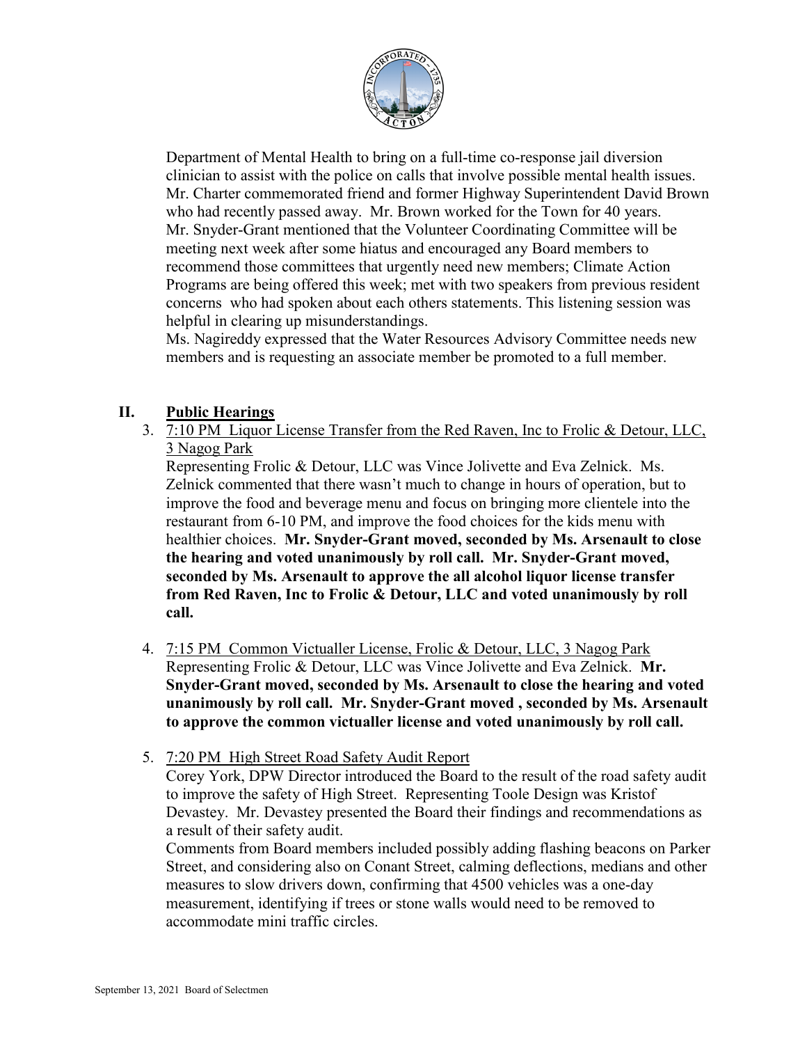Department of Mental Health to bring on a full-time co-response jail diversion clinician to assist with the police on calls that involve possible mental health issues. Mr. Charter commemorated friend and former Highway Superintendent David Brown who had recently passed away. Mr. Brown worked for the Town for 40 years. Mr. Snyder-Grant mentioned that the Volunteer Coordinating Committee will be meeting next week after some hiatus and encouraged any Board members to recommend those committees that urgently need new members; Climate Action Programs are being offered this week; met with two speakers from previous resident concerns who had spoken about each others statements. This listening session was helpful in clearing up misunderstandings.
Ms. Nagireddy expressed that the Water Resources Advisory Committee needs new members and is requesting an associate member be promoted to a full member.

## II. Public Hearings

3. 7:10 PM Liquor License Transfer from the Red Raven, Inc to Frolic & Detour, LLC, 3 Nagog Park
Representing Frolic & Detour, LLC was Vince Jolivette and Eva Zelnick. Ms. Zelnick commented that there wasn't much to change in hours of operation, but to improve the food and beverage menu and focus on bringing more clientele into the restaurant from 6-10 PM, and improve the food choices for the kids menu with healthier choices. **Mr. Snyder-Grant moved, seconded by Ms. Arsenault to close the hearing and voted unanimously by roll call. Mr. Snyder-Grant moved, seconded by Ms. Arsenault to approve the all alcohol liquor license transfer from Red Raven, Inc to Frolic & Detour, LLC and voted unanimously by roll call.**

4. 7:15 PM Common Victualler License, Frolic & Detour, LLC, 3 Nagog Park
Representing Frolic & Detour, LLC was Vince Jolivette and Eva Zelnick. **Mr. Snyder-Grant moved, seconded by Ms. Arsenault to close the hearing and voted unanimously by roll call. Mr. Snyder-Grant moved , seconded by Ms. Arsenault to approve the common victualler license and voted unanimously by roll call.**

5. 7:20 PM High Street Road Safety Audit Report
Corey York, DPW Director introduced the Board to the result of the road safety audit to improve the safety of High Street. Representing Toole Design was Kristof Devastey. Mr. Devastey presented the Board their findings and recommendations as a result of their safety audit.
Comments from Board members included possibly adding flashing beacons on Parker Street, and considering also on Conant Street, calming deflections, medians and other measures to slow drivers down, confirming that 4500 vehicles was a one-day measurement, identifying if trees or stone walls would need to be removed to accommodate mini traffic circles.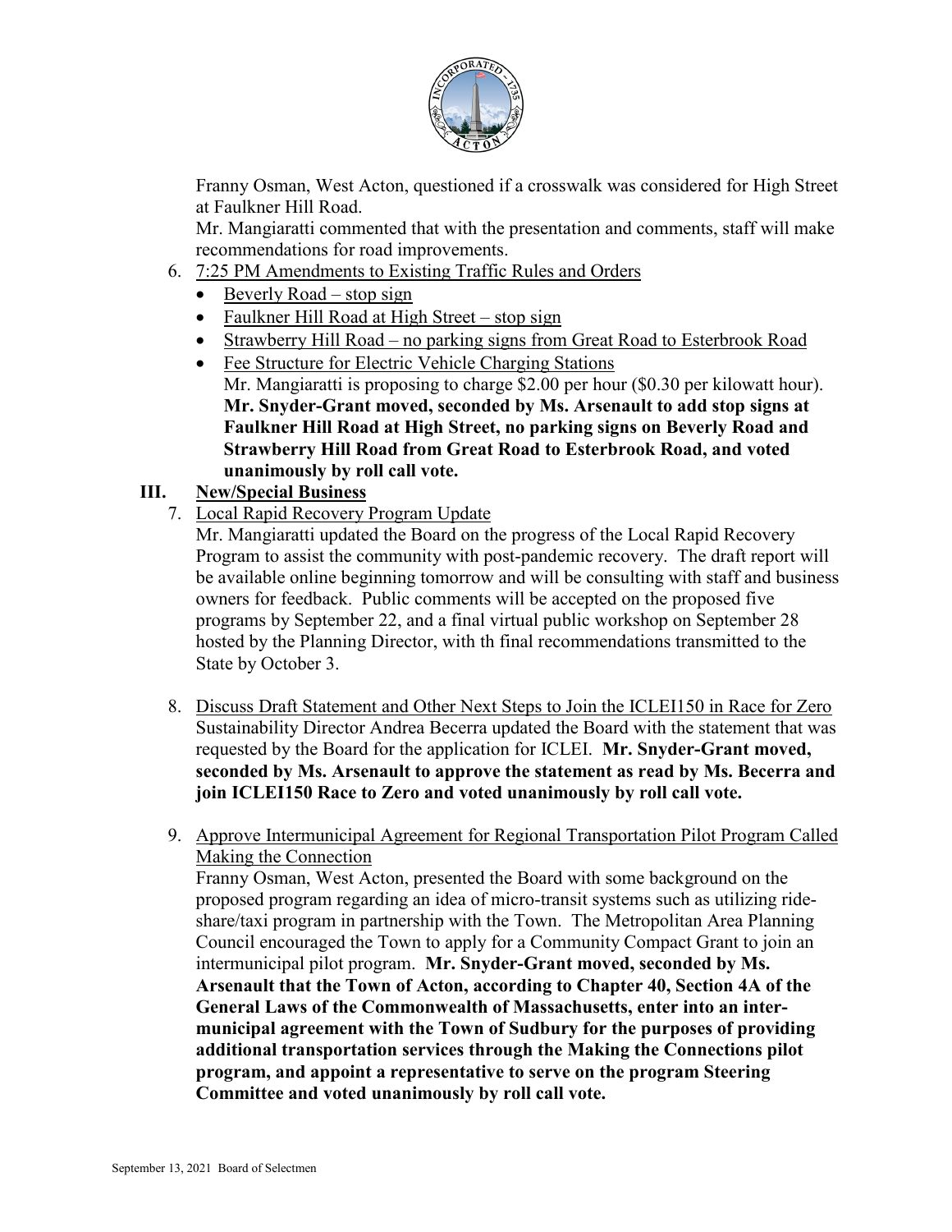Franny Osman, West Acton, questioned if a crosswalk was considered for High Street at Faulkner Hill Road.
Mr. Mangiaratti commented that with the presentation and comments, staff will make recommendations for road improvements.

6. 7:25 PM Amendments to Existing Traffic Rules and Orders
   - Beverly Road – stop sign
   - Faulkner Hill Road at High Street – stop sign
   - Strawberry Hill Road – no parking signs from Great Road to Esterbrook Road
   - Fee Structure for Electric Vehicle Charging Stations
     Mr. Mangiaratti is proposing to charge $2.00 per hour ($0.30 per kilowatt hour).
     **Mr. Snyder-Grant moved, seconded by Ms. Arsenault to add stop signs at Faulkner Hill Road at High Street, no parking signs on Beverly Road and Strawberry Hill Road from Great Road to Esterbrook Road, and voted unanimously by roll call vote.**

## III. New/Special Business

7. Local Rapid Recovery Program Update
   Mr. Mangiaratti updated the Board on the progress of the Local Rapid Recovery Program to assist the community with post-pandemic recovery. The draft report will be available online beginning tomorrow and will be consulting with staff and business owners for feedback. Public comments will be accepted on the proposed five programs by September 22, and a final virtual public workshop on September 28 hosted by the Planning Director, with th final recommendations transmitted to the State by October 3.

8. Discuss Draft Statement and Other Next Steps to Join the ICLEI150 in Race for Zero
   Sustainability Director Andrea Becerra updated the Board with the statement that was requested by the Board for the application for ICLEI. **Mr. Snyder-Grant moved, seconded by Ms. Arsenault to approve the statement as read by Ms. Becerra and join ICLEI150 Race to Zero and voted unanimously by roll call vote.**

9. Approve Intermunicipal Agreement for Regional Transportation Pilot Program Called Making the Connection
   Franny Osman, West Acton, presented the Board with some background on the proposed program regarding an idea of micro-transit systems such as utilizing ride-share/taxi program in partnership with the Town. The Metropolitan Area Planning Council encouraged the Town to apply for a Community Compact Grant to join an intermunicipal pilot program. **Mr. Snyder-Grant moved, seconded by Ms. Arsenault that the Town of Acton, according to Chapter 40, Section 4A of the General Laws of the Commonwealth of Massachusetts, enter into an inter-municipal agreement with the Town of Sudbury for the purposes of providing additional transportation services through the Making the Connections pilot program, and appoint a representative to serve on the program Steering Committee and voted unanimously by roll call vote.**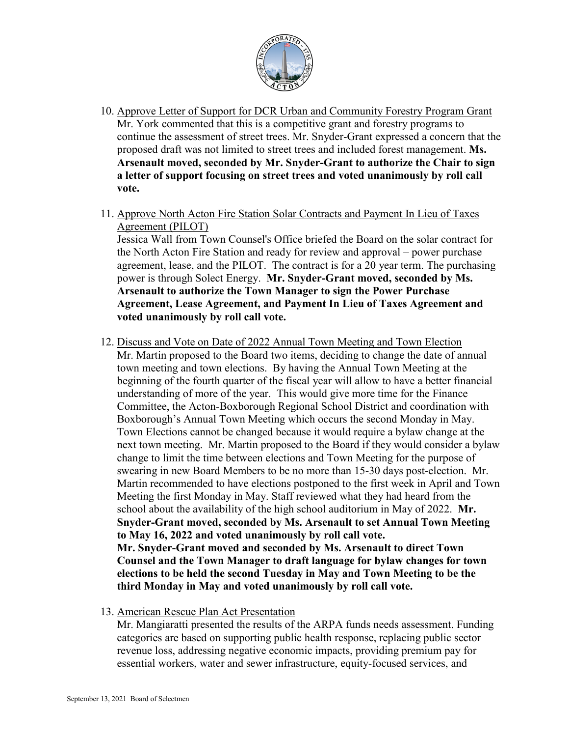10. Approve Letter of Support for DCR Urban and Community Forestry Program Grant
    Mr. York commented that this is a competitive grant and forestry programs to continue the assessment of street trees. Mr. Snyder-Grant expressed a concern that the proposed draft was not limited to street trees and included forest management. **Ms. Arsenault moved, seconded by Mr. Snyder-Grant to authorize the Chair to sign a letter of support focusing on street trees and voted unanimously by roll call vote.**

11. Approve North Acton Fire Station Solar Contracts and Payment In Lieu of Taxes Agreement (PILOT)
    Jessica Wall from Town Counsel's Office briefed the Board on the solar contract for the North Acton Fire Station and ready for review and approval – power purchase agreement, lease, and the PILOT. The contract is for a 20 year term. The purchasing power is through Solect Energy. **Mr. Snyder-Grant moved, seconded by Ms. Arsenault to authorize the Town Manager to sign the Power Purchase Agreement, Lease Agreement, and Payment In Lieu of Taxes Agreement and voted unanimously by roll call vote.**

12. Discuss and Vote on Date of 2022 Annual Town Meeting and Town Election
    Mr. Martin proposed to the Board two items, deciding to change the date of annual town meeting and town elections. By having the Annual Town Meeting at the beginning of the fourth quarter of the fiscal year will allow to have a better financial understanding of more of the year. This would give more time for the Finance Committee, the Acton-Boxborough Regional School District and coordination with Boxborough's Annual Town Meeting which occurs the second Monday in May. Town Elections cannot be changed because it would require a bylaw change at the next town meeting. Mr. Martin proposed to the Board if they would consider a bylaw change to limit the time between elections and Town Meeting for the purpose of swearing in new Board Members to be no more than 15-30 days post-election. Mr. Martin recommended to have elections postponed to the first week in April and Town Meeting the first Monday in May. Staff reviewed what they had heard from the school about the availability of the high school auditorium in May of 2022. **Mr. Snyder-Grant moved, seconded by Ms. Arsenault to set Annual Town Meeting to May 16, 2022 and voted unanimously by roll call vote.**
    **Mr. Snyder-Grant moved and seconded by Ms. Arsenault to direct Town Counsel and the Town Manager to draft language for bylaw changes for town elections to be held the second Tuesday in May and Town Meeting to be the third Monday in May and voted unanimously by roll call vote.**

13. American Rescue Plan Act Presentation
    Mr. Mangiaratti presented the results of the ARPA funds needs assessment. Funding categories are based on supporting public health response, replacing public sector revenue loss, addressing negative economic impacts, providing premium pay for essential workers, water and sewer infrastructure, equity-focused services, and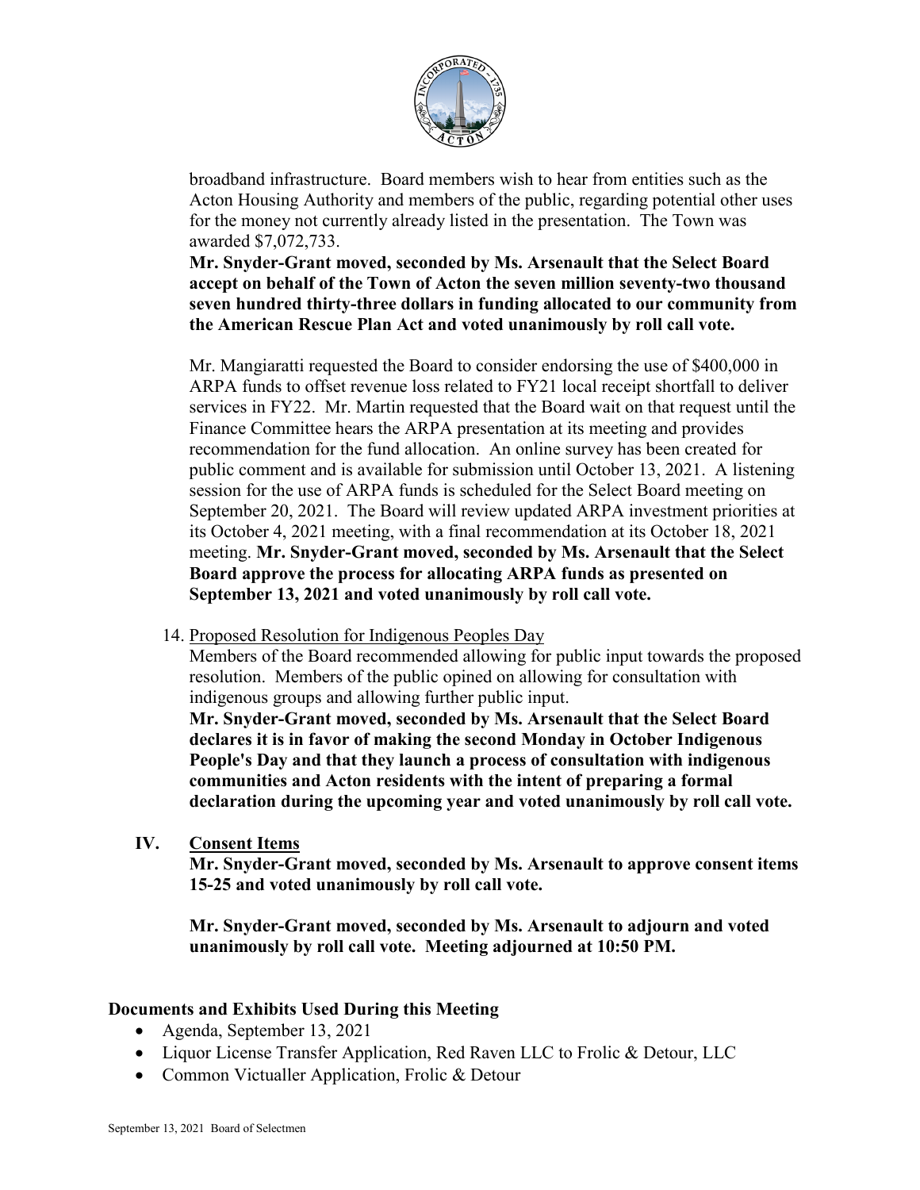broadband infrastructure. Board members wish to hear from entities such as the Acton Housing Authority and members of the public, regarding potential other uses for the money not currently already listed in the presentation. The Town was awarded $7,072,733.

**Mr. Snyder-Grant moved, seconded by Ms. Arsenault that the Select Board accept on behalf of the Town of Acton the seven million seventy-two thousand seven hundred thirty-three dollars in funding allocated to our community from the American Rescue Plan Act and voted unanimously by roll call vote.**

Mr. Mangiaratti requested the Board to consider endorsing the use of $400,000 in ARPA funds to offset revenue loss related to FY21 local receipt shortfall to deliver services in FY22. Mr. Martin requested that the Board wait on that request until the Finance Committee hears the ARPA presentation at its meeting and provides recommendation for the fund allocation. An online survey has been created for public comment and is available for submission until October 13, 2021. A listening session for the use of ARPA funds is scheduled for the Select Board meeting on September 20, 2021. The Board will review updated ARPA investment priorities at its October 4, 2021 meeting, with a final recommendation at its October 18, 2021 meeting. **Mr. Snyder-Grant moved, seconded by Ms. Arsenault that the Select Board approve the process for allocating ARPA funds as presented on September 13, 2021 and voted unanimously by roll call vote.**

14. Proposed Resolution for Indigenous Peoples Day

Members of the Board recommended allowing for public input towards the proposed resolution. Members of the public opined on allowing for consultation with indigenous groups and allowing further public input.

**Mr. Snyder-Grant moved, seconded by Ms. Arsenault that the Select Board declares it is in favor of making the second Monday in October Indigenous People's Day and that they launch a process of consultation with indigenous communities and Acton residents with the intent of preparing a formal declaration during the upcoming year and voted unanimously by roll call vote.**

## IV. Consent Items

**Mr. Snyder-Grant moved, seconded by Ms. Arsenault to approve consent items 15-25 and voted unanimously by roll call vote.**

**Mr. Snyder-Grant moved, seconded by Ms. Arsenault to adjourn and voted unanimously by roll call vote. Meeting adjourned at 10:50 PM.**

### Documents and Exhibits Used During this Meeting

- Agenda, September 13, 2021
- Liquor License Transfer Application, Red Raven LLC to Frolic & Detour, LLC
- Common Victualler Application, Frolic & Detour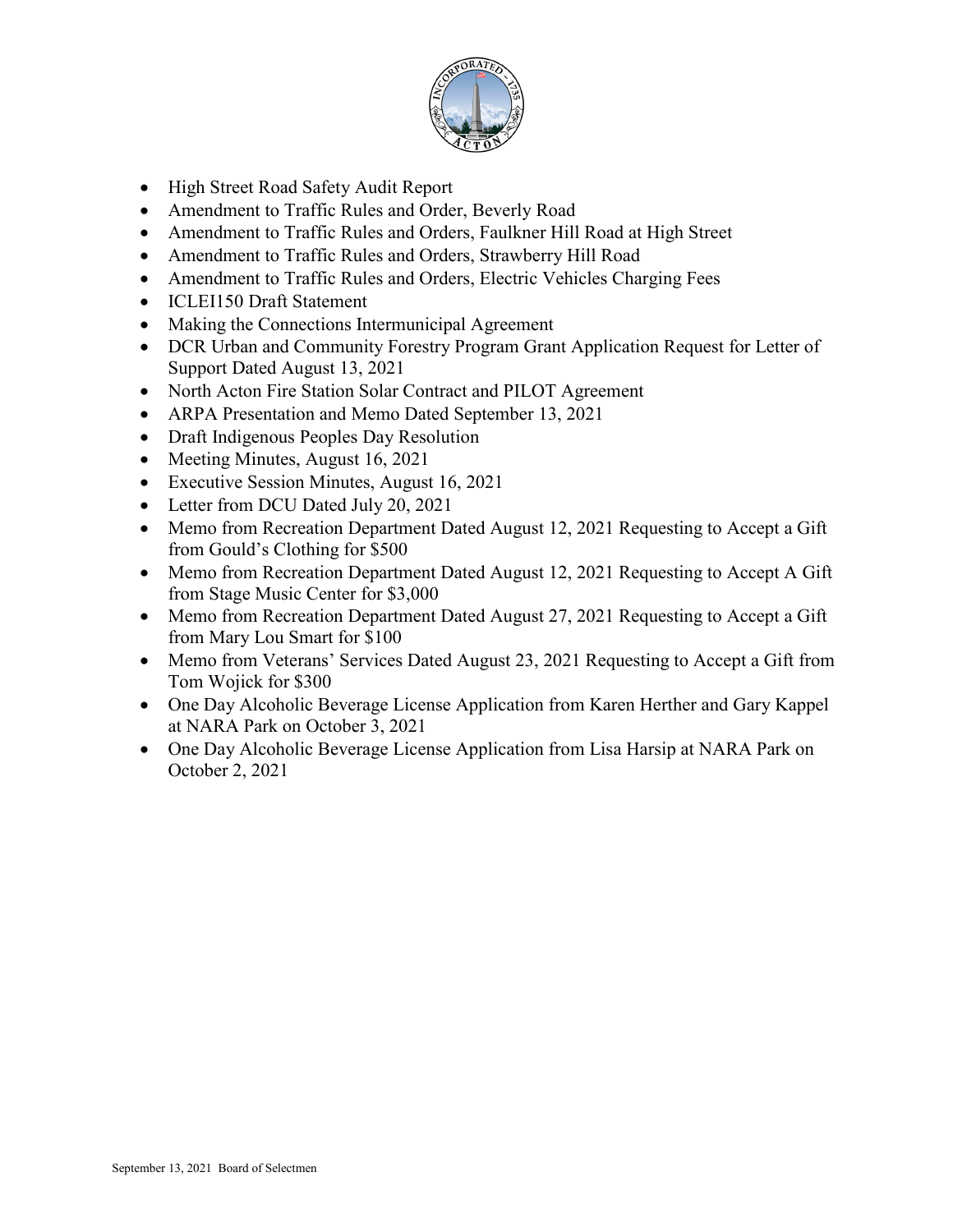- High Street Road Safety Audit Report
- Amendment to Traffic Rules and Order, Beverly Road
- Amendment to Traffic Rules and Orders, Faulkner Hill Road at High Street
- Amendment to Traffic Rules and Orders, Strawberry Hill Road
- Amendment to Traffic Rules and Orders, Electric Vehicles Charging Fees
- ICLEI150 Draft Statement
- Making the Connections Intermunicipal Agreement
- DCR Urban and Community Forestry Program Grant Application Request for Letter of Support Dated August 13, 2021
- North Acton Fire Station Solar Contract and PILOT Agreement
- ARPA Presentation and Memo Dated September 13, 2021
- Draft Indigenous Peoples Day Resolution
- Meeting Minutes, August 16, 2021
- Executive Session Minutes, August 16, 2021
- Letter from DCU Dated July 20, 2021
- Memo from Recreation Department Dated August 12, 2021 Requesting to Accept a Gift from Gould's Clothing for $500
- Memo from Recreation Department Dated August 12, 2021 Requesting to Accept A Gift from Stage Music Center for $3,000
- Memo from Recreation Department Dated August 27, 2021 Requesting to Accept a Gift from Mary Lou Smart for $100
- Memo from Veterans' Services Dated August 23, 2021 Requesting to Accept a Gift from Tom Wojick for $300
- One Day Alcoholic Beverage License Application from Karen Herther and Gary Kappel at NARA Park on October 3, 2021
- One Day Alcoholic Beverage License Application from Lisa Harsip at NARA Park on October 2, 2021